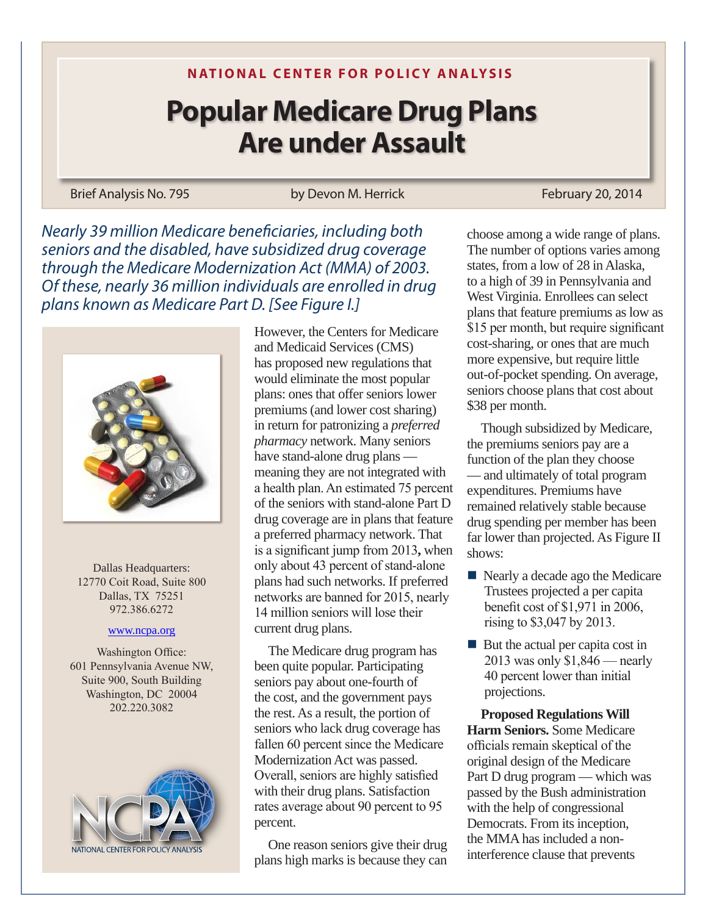NATIONAL CENTER FOR POLICY ANALYSIS

# Popular Medicare Drug Plans Are under Assault

Brief Analysis No. 795 — by Devon M. Herrick — February 20, 2014

*Nearly 39 million Medicare beneficiaries, including both seniors and the disabled, have subsidized drug coverage through the Medicare Modernization Act (MMA) of 2003. Of these, nearly 36 million individuals are enrolled in drug plans known as Medicare Part D. [See Figure I.]*

Dallas Headquarters:
12770 Coit Road, Suite 800
Dallas, TX 75251
972.386.6272

www.ncpa.org

Washington Office:
601 Pennsylvania Avenue NW,
Suite 900, South Building
Washington, DC 20004
202.220.3082

However, the Centers for Medicare and Medicaid Services (CMS) has proposed new regulations that would eliminate the most popular plans: ones that offer seniors lower premiums (and lower cost sharing) in return for patronizing a *preferred pharmacy* network. Many seniors have stand-alone drug plans — meaning they are not integrated with a health plan. An estimated 75 percent of the seniors with stand-alone Part D drug coverage are in plans that feature a preferred pharmacy network. That is a significant jump from 2013**,** when only about 43 percent of stand-alone plans had such networks. If preferred networks are banned for 2015, nearly 14 million seniors will lose their current drug plans.

The Medicare drug program has been quite popular. Participating seniors pay about one-fourth of the cost, and the government pays the rest. As a result, the portion of seniors who lack drug coverage has fallen 60 percent since the Medicare Modernization Act was passed. Overall, seniors are highly satisfied with their drug plans. Satisfaction rates average about 90 percent to 95 percent.

One reason seniors give their drug plans high marks is because they can choose among a wide range of plans. The number of options varies among states, from a low of 28 in Alaska, to a high of 39 in Pennsylvania and West Virginia. Enrollees can select plans that feature premiums as low as $15 per month, but require significant cost-sharing, or ones that are much more expensive, but require little out-of-pocket spending. On average, seniors choose plans that cost about $38 per month.

Though subsidized by Medicare, the premiums seniors pay are a function of the plan they choose — and ultimately of total program expenditures. Premiums have remained relatively stable because drug spending per member has been far lower than projected. As Figure II shows:

- Nearly a decade ago the Medicare Trustees projected a per capita benefit cost of $1,971 in 2006, rising to $3,047 by 2013.
- But the actual per capita cost in 2013 was only $1,846 — nearly 40 percent lower than initial projections.

**Proposed Regulations Will Harm Seniors.** Some Medicare officials remain skeptical of the original design of the Medicare Part D drug program — which was passed by the Bush administration with the help of congressional Democrats. From its inception, the MMA has included a non-interference clause that prevents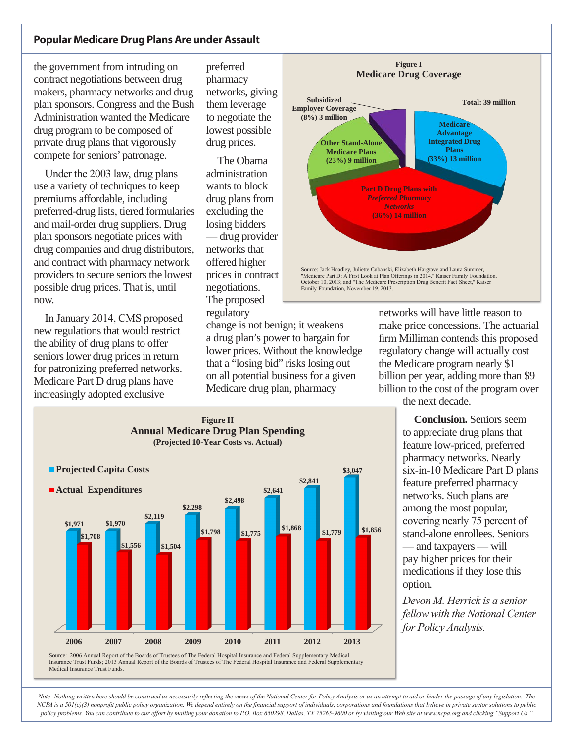the government from intruding on contract negotiations between drug makers, pharmacy networks and drug plan sponsors. Congress and the Bush Administration wanted the Medicare drug program to be composed of private drug plans that vigorously compete for seniors' patronage.

Under the 2003 law, drug plans use a variety of techniques to keep premiums affordable, including preferred-drug lists, tiered formularies and mail-order drug suppliers. Drug plan sponsors negotiate prices with drug companies and drug distributors, and contract with pharmacy network providers to secure seniors the lowest possible drug prices. That is, until now.

In January 2014, CMS proposed new regulations that would restrict the ability of drug plans to offer seniors lower drug prices in return for patronizing preferred networks. Medicare Part D drug plans have increasingly adopted exclusive preferred pharmacy networks, giving them leverage to negotiate the lowest possible drug prices.

The Obama administration wants to block drug plans from excluding the losing bidders — drug provider networks that offered higher prices in contract negotiations. The proposed regulatory change is not benign; it weakens a drug plan's power to bargain for lower prices. Without the knowledge that a "losing bid" risks losing out on all potential business for a given Medicare drug plan, pharmacy networks will have little reason to make price concessions. The actuarial firm Milliman contends this proposed regulatory change will actually cost the Medicare program nearly $1 billion per year, adding more than $9 billion to the cost of the program over the next decade.

**Figure I**
**Medicare Drug Coverage**

Total: 39 million

Medicare Advantage Integrated Drug Plans (33%) 13 million

Part D Drug Plans with *Preferred Pharmacy Networks* (36%) 14 million

Other Stand-Alone Medicare Plans (23%) 9 million

Subsidized Employer Coverage (8%) 3 million

Source: Jack Hoadley, Juliette Cubanski, Elizabeth Hargrave and Laura Summer, "Medicare Part D: A First Look at Plan Offerings in 2014," Kaiser Family Foundation, October 10, 2013; and "The Medicare Prescription Drug Benefit Fact Sheet," Kaiser Family Foundation, November 19, 2013.

**Figure II**
**Annual Medicare Drug Plan Spending**
**(Projected 10-Year Costs vs. Actual)**

Projected Capita Costs
Actual Expenditures

2006: $1,971 / $1,708
2007: $1,970 / $1,556
2008: $2,119 / $1,504
2009: $2,298 / $1,798
2010: $2,498 / $1,775
2011: $2,641 / $1,868
2012: $2,841 / $1,779
2013: $3,047 / $1,856

Source: 2006 Annual Report of the Boards of Trustees of The Federal Hospital Insurance and Federal Supplementary Medical Insurance Trust Funds; 2013 Annual Report of the Boards of Trustees of The Federal Hospital Insurance and Federal Supplementary Medical Insurance Trust Funds.

**Conclusion.** Seniors seem to appreciate drug plans that feature low-priced, preferred pharmacy networks. Nearly six-in-10 Medicare Part D plans feature preferred pharmacy networks. Such plans are among the most popular, covering nearly 75 percent of stand-alone enrollees. Seniors — and taxpayers — will pay higher prices for their medications if they lose this option.

*Devon M. Herrick is a senior fellow with the National Center for Policy Analysis.*

*Note: Nothing written here should be construed as necessarily reflecting the views of the National Center for Policy Analysis or as an attempt to aid or hinder the passage of any legislation. The NCPA is a 501(c)(3) nonprofit public policy organization. We depend entirely on the financial support of individuals, corporations and foundations that believe in private sector solutions to public policy problems. You can contribute to our effort by mailing your donation to P.O. Box 650298, Dallas, TX 75265-9600 or by visiting our Web site at www.ncpa.org and clicking "Support Us."*